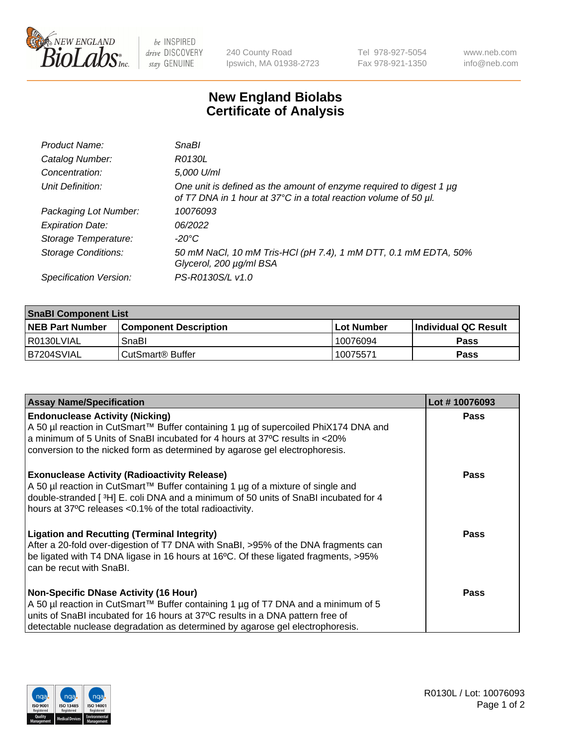240 County Road
Ipswich, MA 01938-2723

Tel 978-927-5054
Fax 978-921-1350

www.neb.com
info@neb.com

# New England Biolabs Certificate of Analysis

| | |
|---|---|
| *Product Name:* | *SnaBI* |
| *Catalog Number:* | *R0130L* |
| *Concentration:* | *5,000 U/ml* |
| *Unit Definition:* | *One unit is defined as the amount of enzyme required to digest 1 µg of T7 DNA in 1 hour at 37°C in a total reaction volume of 50 µl.* |
| *Packaging Lot Number:* | *10076093* |
| *Expiration Date:* | *06/2022* |
| *Storage Temperature:* | *-20°C* |
| *Storage Conditions:* | *50 mM NaCl, 10 mM Tris-HCl (pH 7.4), 1 mM DTT, 0.1 mM EDTA, 50% Glycerol, 200 µg/ml BSA* |
| *Specification Version:* | *PS-R0130S/L v1.0* |

| **SnaBI Component List** | | | |
|---|---|---|---|
| **NEB Part Number** | **Component Description** | **Lot Number** | **Individual QC Result** |
| R0130LVIAL | SnaBI | 10076094 | **Pass** |
| B7204SVIAL | CutSmart® Buffer | 10075571 | **Pass** |

| **Assay Name/Specification** | **Lot # 10076093** |
|---|---|
| **Endonuclease Activity (Nicking)**<br>A 50 µl reaction in CutSmart™ Buffer containing 1 µg of supercoiled PhiX174 DNA and a minimum of 5 Units of SnaBI incubated for 4 hours at 37ºC results in <20% conversion to the nicked form as determined by agarose gel electrophoresis. | **Pass** |
| **Exonuclease Activity (Radioactivity Release)**<br>A 50 µl reaction in CutSmart™ Buffer containing 1 µg of a mixture of single and double-stranded [ $^3$H] E. coli DNA and a minimum of 50 units of SnaBI incubated for 4 hours at 37ºC releases <0.1% of the total radioactivity. | **Pass** |
| **Ligation and Recutting (Terminal Integrity)**<br>After a 20-fold over-digestion of T7 DNA with SnaBI, >95% of the DNA fragments can be ligated with T4 DNA ligase in 16 hours at 16ºC. Of these ligated fragments, >95% can be recut with SnaBI. | **Pass** |
| **Non-Specific DNase Activity (16 Hour)**<br>A 50 µl reaction in CutSmart™ Buffer containing 1 µg of T7 DNA and a minimum of 5 units of SnaBI incubated for 16 hours at 37ºC results in a DNA pattern free of detectable nuclease degradation as determined by agarose gel electrophoresis. | **Pass** |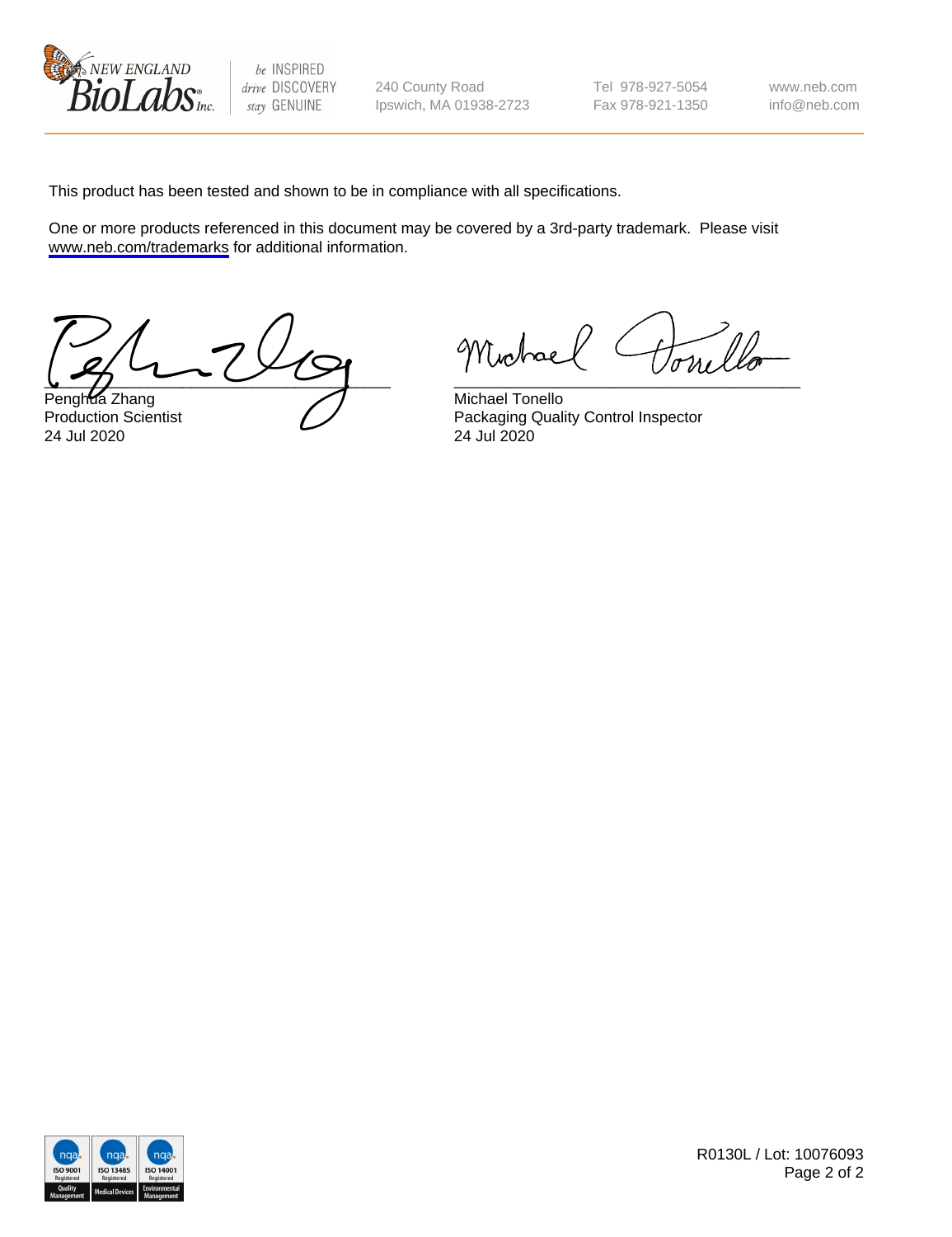This product has been tested and shown to be in compliance with all specifications.

One or more products referenced in this document may be covered by a 3rd-party trademark. Please visit www.neb.com/trademarks for additional information.

Penghua Zhang
Production Scientist
24 Jul 2020

Michael Tonello
Packaging Quality Control Inspector
24 Jul 2020

R0130L / Lot: 10076093